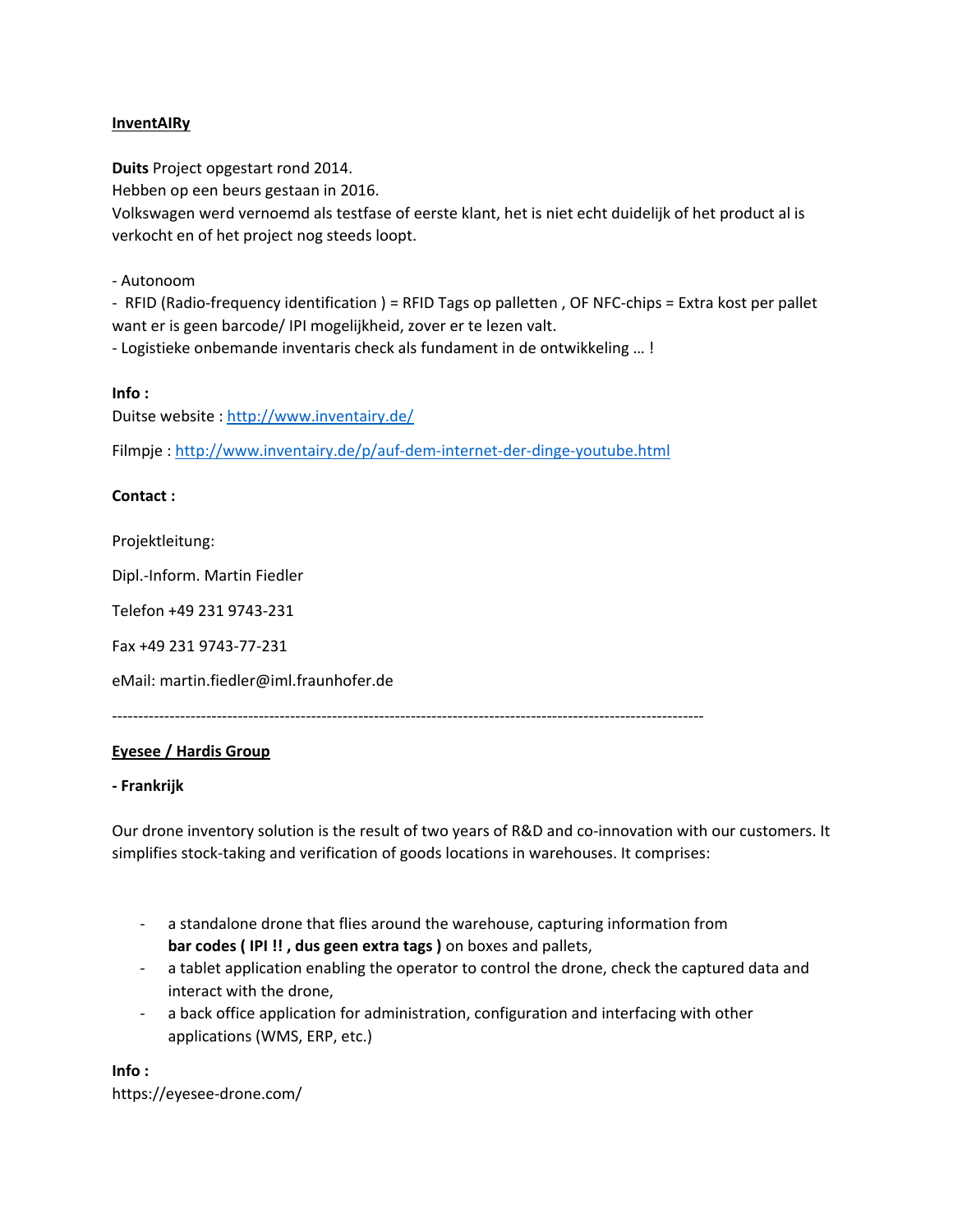**<u>InventAIRy</u>**

**Duits** Project opgestart rond 2014.
Hebben op een beurs gestaan in 2016.
Volkswagen werd vernoemd als testfase of eerste klant, het is niet echt duidelijk of het product al is verkocht en of het project nog steeds loopt.

- Autonoom
- RFID (Radio-frequency identification ) = RFID Tags op palletten , OF NFC-chips = Extra kost per pallet want er is geen barcode/ IPI mogelijkheid, zover er te lezen valt.
- Logistieke onbemande inventaris check als fundament in de ontwikkeling … !

**Info :**
Duitse website : http://www.inventairy.de/

Filmpje : http://www.inventairy.de/p/auf-dem-internet-der-dinge-youtube.html

**Contact :**

Projektleitung:

Dipl.-Inform. Martin Fiedler

Telefon +49 231 9743-231

Fax +49 231 9743-77-231

eMail: martin.fiedler@iml.fraunhofer.de

---

**<u>Eyesee / Hardis Group</u>**

**- Frankrijk**

Our drone inventory solution is the result of two years of R&D and co-innovation with our customers. It simplifies stock-taking and verification of goods locations in warehouses. It comprises:

- a standalone drone that flies around the warehouse, capturing information from **bar codes ( IPI !! , dus geen extra tags )** on boxes and pallets,
- a tablet application enabling the operator to control the drone, check the captured data and interact with the drone,
- a back office application for administration, configuration and interfacing with other applications (WMS, ERP, etc.)

**Info :**
https://eyesee-drone.com/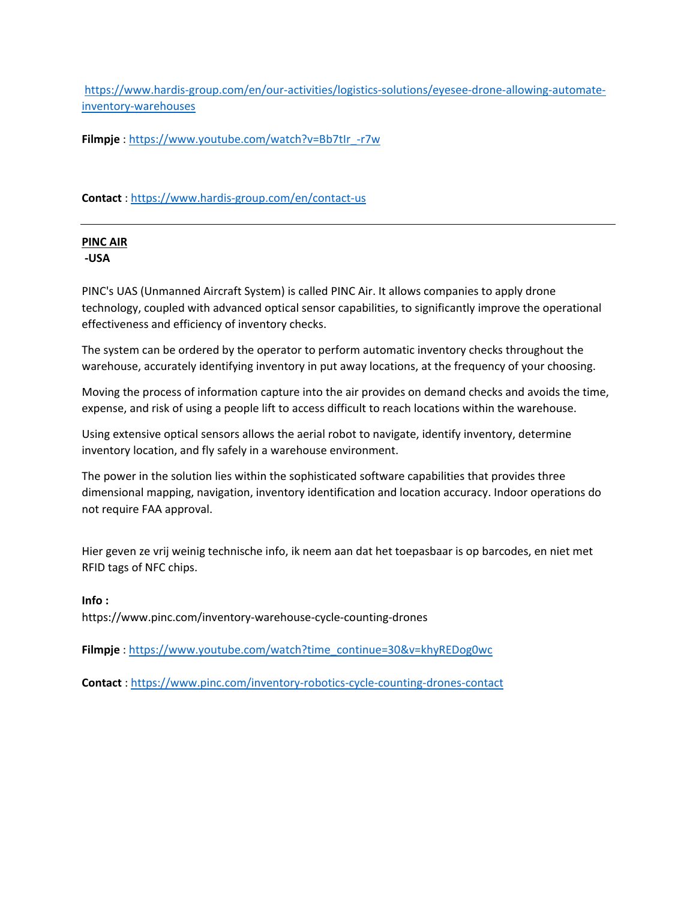[https://www.hardis-group.com/en/our-activities/logistics-solutions/eyesee-drone-allowing-automate-inventory-warehouses](https://www.hardis-group.com/en/our-activities/logistics-solutions/eyesee-drone-allowing-automate-inventory-warehouses)

**Filmpje** : [https://www.youtube.com/watch?v=Bb7tIr_-r7w](https://www.youtube.com/watch?v=Bb7tIr_-r7w)

**Contact** : [https://www.hardis-group.com/en/contact-us](https://www.hardis-group.com/en/contact-us)

---

**PINC AIR**
**-USA**

PINC's UAS (Unmanned Aircraft System) is called PINC Air. It allows companies to apply drone technology, coupled with advanced optical sensor capabilities, to significantly improve the operational effectiveness and efficiency of inventory checks.

The system can be ordered by the operator to perform automatic inventory checks throughout the warehouse, accurately identifying inventory in put away locations, at the frequency of your choosing.

Moving the process of information capture into the air provides on demand checks and avoids the time, expense, and risk of using a people lift to access difficult to reach locations within the warehouse.

Using extensive optical sensors allows the aerial robot to navigate, identify inventory, determine inventory location, and fly safely in a warehouse environment.

The power in the solution lies within the sophisticated software capabilities that provides three dimensional mapping, navigation, inventory identification and location accuracy. Indoor operations do not require FAA approval.

Hier geven ze vrij weinig technische info, ik neem aan dat het toepasbaar is op barcodes, en niet met RFID tags of NFC chips.

**Info :**
https://www.pinc.com/inventory-warehouse-cycle-counting-drones

**Filmpje** : [https://www.youtube.com/watch?time_continue=30&v=khyREDog0wc](https://www.youtube.com/watch?time_continue=30&v=khyREDog0wc)

**Contact** : [https://www.pinc.com/inventory-robotics-cycle-counting-drones-contact](https://www.pinc.com/inventory-robotics-cycle-counting-drones-contact)